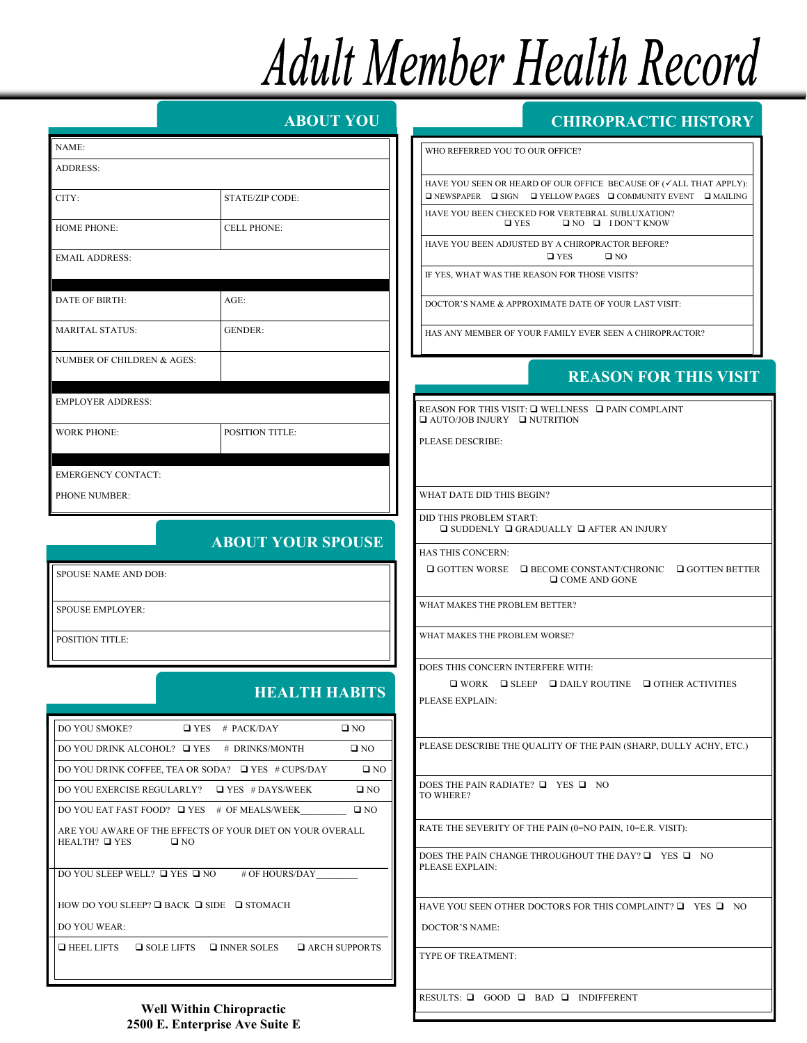# Adult Member Health Record

## ABOUT YOU

NAME:

ADDRESS:

| CITY: | STATE/ZIP CODE: |
|---|---|
| HOME PHONE: | CELL PHONE: |

EMAIL ADDRESS:

| DATE OF BIRTH: | AGE: |
|---|---|
| MARITAL STATUS: | GENDER: |
| NUMBER OF CHILDREN & AGES: | |

EMPLOYER ADDRESS:

| WORK PHONE: | POSITION TITLE: |
|---|---|

EMERGENCY CONTACT:

PHONE NUMBER:

## ABOUT YOUR SPOUSE

SPOUSE NAME AND DOB:

SPOUSE EMPLOYER:

POSITION TITLE:

## HEALTH HABITS

DO YOU SMOKE? ❑ YES # PACK/DAY ❑ NO

DO YOU DRINK ALCOHOL? ❑ YES # DRINKS/MONTH ❑ NO

DO YOU DRINK COFFEE, TEA OR SODA? ❑ YES # CUPS/DAY ❑ NO

DO YOU EXERCISE REGULARLY? ❑ YES # DAYS/WEEK ❑ NO

DO YOU EAT FAST FOOD? ❑ YES # OF MEALS/WEEK_________ ❑ NO

ARE YOU AWARE OF THE EFFECTS OF YOUR DIET ON YOUR OVERALL HEALTH? ❑ YES ❑ NO

DO YOU SLEEP WELL? ❑ YES ❑ NO # OF HOURS/DAY_________

HOW DO YOU SLEEP? ❑ BACK ❑ SIDE ❑ STOMACH

DO YOU WEAR:

❑ HEEL LIFTS ❑ SOLE LIFTS ❑ INNER SOLES ❑ ARCH SUPPORTS

## CHIROPRACTIC HISTORY

WHO REFERRED YOU TO OUR OFFICE?

HAVE YOU SEEN OR HEARD OF OUR OFFICE BECAUSE OF (✓ALL THAT APPLY):
❑ NEWSPAPER ❑ SIGN ❑ YELLOW PAGES ❑ COMMUNITY EVENT ❑ MAILING

HAVE YOU BEEN CHECKED FOR VERTEBRAL SUBLUXATION?
❑ YES ❑ NO ❑ I DON'T KNOW

HAVE YOU BEEN ADJUSTED BY A CHIROPRACTOR BEFORE?
❑ YES ❑ NO

IF YES, WHAT WAS THE REASON FOR THOSE VISITS?

DOCTOR'S NAME & APPROXIMATE DATE OF YOUR LAST VISIT:

HAS ANY MEMBER OF YOUR FAMILY EVER SEEN A CHIROPRACTOR?

## REASON FOR THIS VISIT

REASON FOR THIS VISIT: ❑ WELLNESS ❑ PAIN COMPLAINT ❑ AUTO/JOB INJURY ❑ NUTRITION

PLEASE DESCRIBE:

WHAT DATE DID THIS BEGIN?

DID THIS PROBLEM START:
❑ SUDDENLY ❑ GRADUALLY ❑ AFTER AN INJURY

HAS THIS CONCERN:
❑ GOTTEN WORSE ❑ BECOME CONSTANT/CHRONIC ❑ GOTTEN BETTER ❑ COME AND GONE

WHAT MAKES THE PROBLEM BETTER?

WHAT MAKES THE PROBLEM WORSE?

DOES THIS CONCERN INTERFERE WITH:
❑ WORK ❑ SLEEP ❑ DAILY ROUTINE ❑ OTHER ACTIVITIES

PLEASE EXPLAIN:

PLEASE DESCRIBE THE QUALITY OF THE PAIN (SHARP, DULLY ACHY, ETC.)

DOES THE PAIN RADIATE? ❑ YES ❑ NO
TO WHERE?

RATE THE SEVERITY OF THE PAIN (0=NO PAIN, 10=E.R. VISIT):

DOES THE PAIN CHANGE THROUGHOUT THE DAY? ❑ YES ❑ NO
PLEASE EXPLAIN:

HAVE YOU SEEN OTHER DOCTORS FOR THIS COMPLAINT? ❑ YES ❑ NO

DOCTOR'S NAME:

TYPE OF TREATMENT:

RESULTS: ❑ GOOD ❑ BAD ❑ INDIFFERENT

**Well Within Chiropractic**
**2500 E. Enterprise Ave Suite E**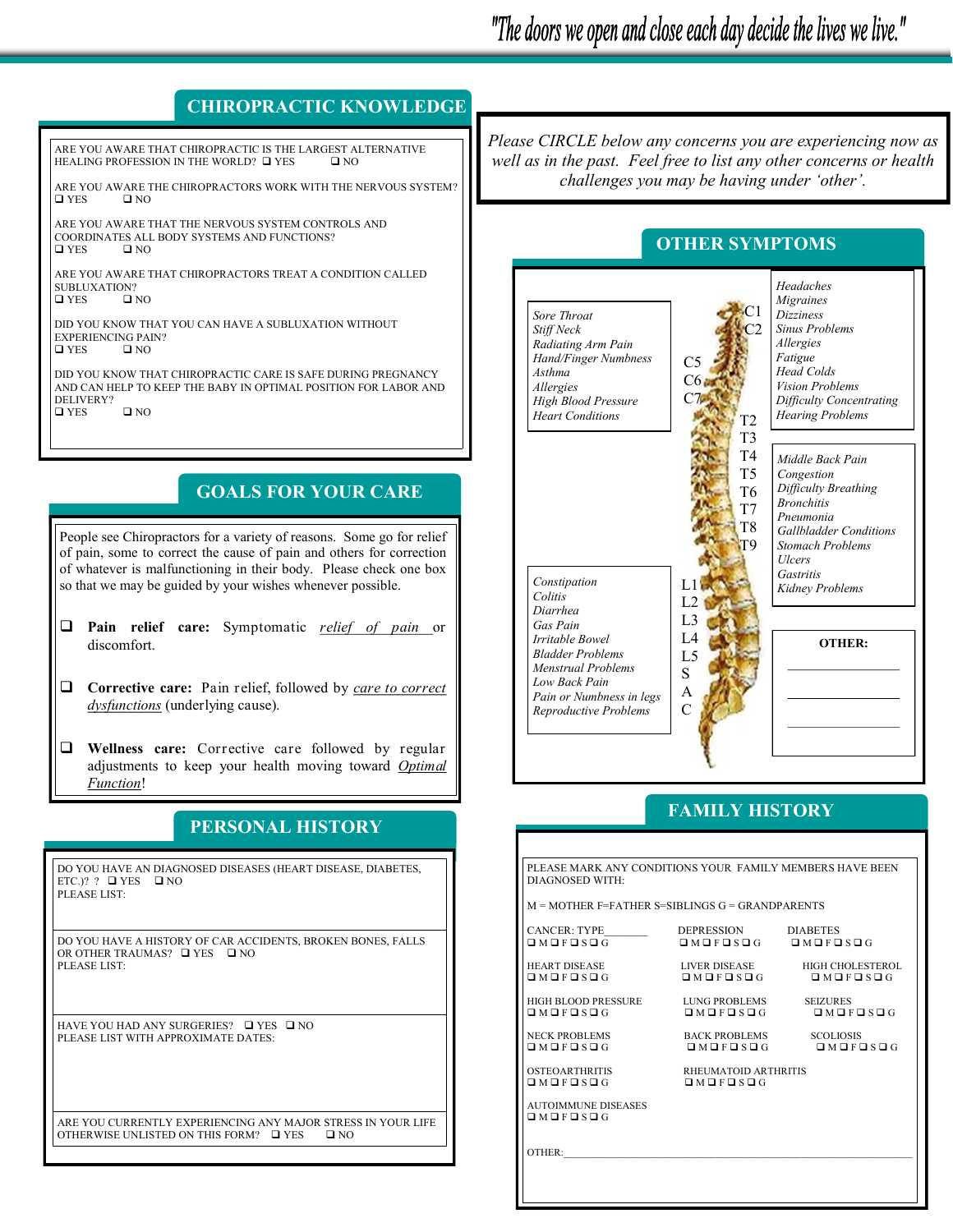*"The doors we open and close each day decide the lives we live."*

## CHIROPRACTIC KNOWLEDGE

ARE YOU AWARE THAT CHIROPRACTIC IS THE LARGEST ALTERNATIVE HEALING PROFESSION IN THE WORLD? ❑ YES ❑ NO

ARE YOU AWARE THE CHIROPRACTORS WORK WITH THE NERVOUS SYSTEM? ❑ YES ❑ NO

ARE YOU AWARE THAT THE NERVOUS SYSTEM CONTROLS AND COORDINATES ALL BODY SYSTEMS AND FUNCTIONS? ❑ YES ❑ NO

ARE YOU AWARE THAT CHIROPRACTORS TREAT A CONDITION CALLED SUBLUXATION? ❑ YES ❑ NO

DID YOU KNOW THAT YOU CAN HAVE A SUBLUXATION WITHOUT EXPERIENCING PAIN? ❑ YES ❑ NO

DID YOU KNOW THAT CHIROPRACTIC CARE IS SAFE DURING PREGNANCY AND CAN HELP TO KEEP THE BABY IN OPTIMAL POSITION FOR LABOR AND DELIVERY? ❑ YES ❑ NO

## GOALS FOR YOUR CARE

People see Chiropractors for a variety of reasons. Some go for relief of pain, some to correct the cause of pain and others for correction of whatever is malfunctioning in their body. Please check one box so that we may be guided by your wishes whenever possible.

❑ **Pain relief care:** Symptomatic _relief of pain_ or discomfort.

❑ **Corrective care:** Pain relief, followed by _care to correct dysfunctions_ (underlying cause).

❑ **Wellness care:** Corrective care followed by regular adjustments to keep your health moving toward _Optimal Function_!

## PERSONAL HISTORY

DO YOU HAVE AN DIAGNOSED DISEASES (HEART DISEASE, DIABETES, ETC.)? ? ❑ YES ❑ NO
PLEASE LIST:

DO YOU HAVE A HISTORY OF CAR ACCIDENTS, BROKEN BONES, FALLS OR OTHER TRAUMAS? ❑ YES ❑ NO
PLEASE LIST:

HAVE YOU HAD ANY SURGERIES? ❑ YES ❑ NO
PLEASE LIST WITH APPROXIMATE DATES:

ARE YOU CURRENTLY EXPERIENCING ANY MAJOR STRESS IN YOUR LIFE OTHERWISE UNLISTED ON THIS FORM? ❑ YES ❑ NO

*Please CIRCLE below any concerns you are experiencing now as well as in the past. Feel free to list any other concerns or health challenges you may be having under 'other'.*

## OTHER SYMPTOMS

**C1–C2:**
*Headaches*
*Migraines*
*Dizziness*
*Sinus Problems*
*Allergies*
*Fatigue*
*Head Colds*
*Vision Problems*
*Difficulty Concentrating*
*Hearing Problems*

**C5–C7:**
*Sore Throat*
*Stiff Neck*
*Radiating Arm Pain*
*Hand/Finger Numbness*
*Asthma*
*Allergies*
*High Blood Pressure*
*Heart Conditions*

**T2–T9:**
*Middle Back Pain*
*Congestion*
*Difficulty Breathing*
*Bronchitis*
*Pneumonia*
*Gallbladder Conditions*
*Stomach Problems*
*Ulcers*
*Gastritis*
*Kidney Problems*

**L1–L5, S, A, C:**
*Constipation*
*Colitis*
*Diarrhea*
*Gas Pain*
*Irritable Bowel*
*Bladder Problems*
*Menstrual Problems*
*Low Back Pain*
*Pain or Numbness in legs*
*Reproductive Problems*

**OTHER:**
\_\_\_\_\_\_\_\_\_\_\_\_\_\_\_\_
\_\_\_\_\_\_\_\_\_\_\_\_\_\_\_\_
\_\_\_\_\_\_\_\_\_\_\_\_\_\_\_\_

## FAMILY HISTORY

PLEASE MARK ANY CONDITIONS YOUR FAMILY MEMBERS HAVE BEEN DIAGNOSED WITH:

M = MOTHER F=FATHER S=SIBLINGS G = GRANDPARENTS

| | | |
|---|---|---|
| CANCER: TYPE\_\_\_\_\_\_\_\_ ❑ M ❑ F ❑ S ❑ G | DEPRESSION ❑ M ❑ F ❑ S ❑ G | DIABETES ❑ M ❑ F ❑ S ❑ G |
| HEART DISEASE ❑ M ❑ F ❑ S ❑ G | LIVER DISEASE ❑ M ❑ F ❑ S ❑ G | HIGH CHOLESTEROL ❑ M ❑ F ❑ S ❑ G |
| HIGH BLOOD PRESSURE ❑ M ❑ F ❑ S ❑ G | LUNG PROBLEMS ❑ M ❑ F ❑ S ❑ G | SEIZURES ❑ M ❑ F ❑ S ❑ G |
| NECK PROBLEMS ❑ M ❑ F ❑ S ❑ G | BACK PROBLEMS ❑ M ❑ F ❑ S ❑ G | SCOLIOSIS ❑ M ❑ F ❑ S ❑ G |
| OSTEOARTHRITIS ❑ M ❑ F ❑ S ❑ G | RHEUMATOID ARTHRITIS ❑ M ❑ F ❑ S ❑ G | |
| AUTOIMMUNE DISEASES ❑ M ❑ F ❑ S ❑ G | | |

OTHER:\_\_\_\_\_\_\_\_\_\_\_\_\_\_\_\_\_\_\_\_\_\_\_\_\_\_\_\_\_\_\_\_\_\_\_\_\_\_\_\_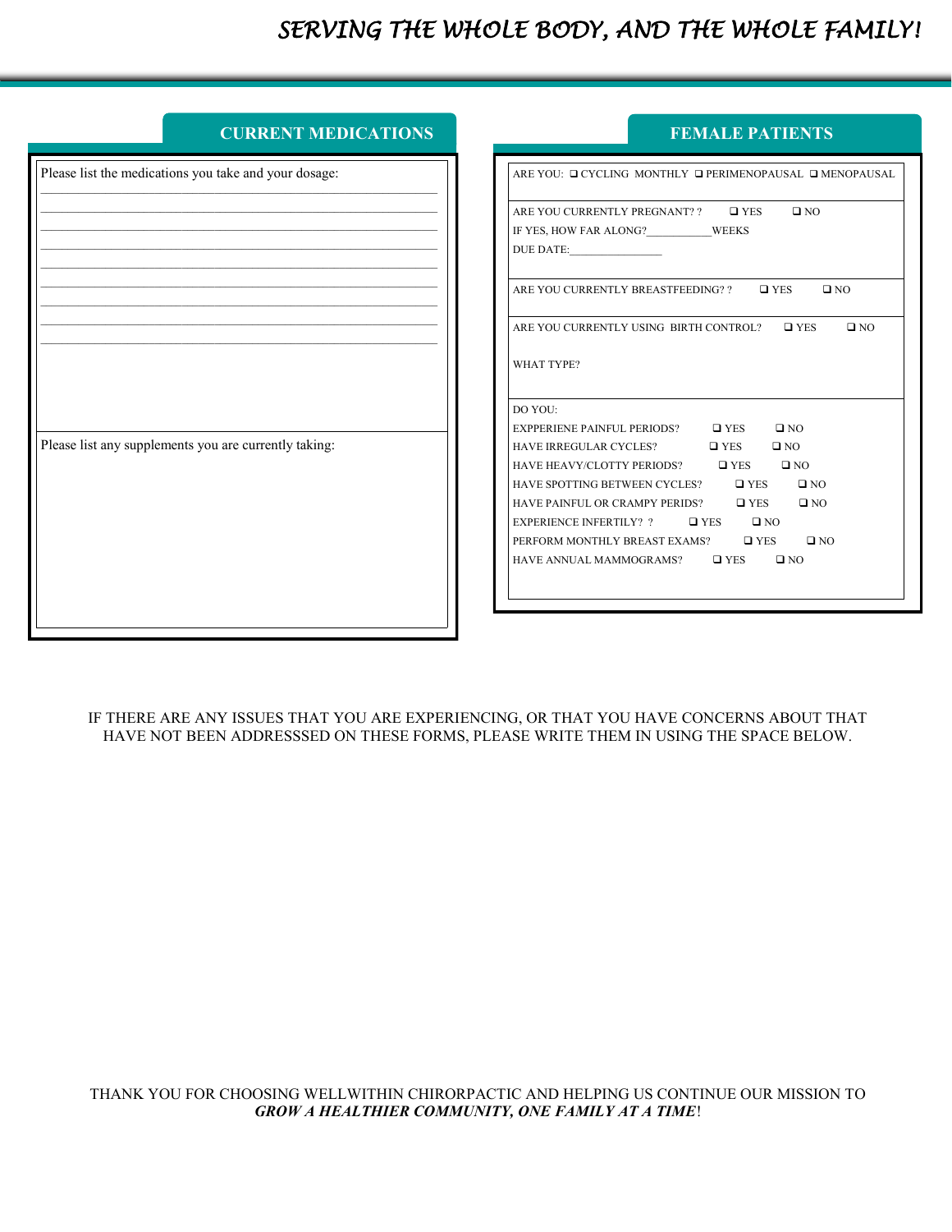# SERVING THE WHOLE BODY, AND THE WHOLE FAMILY!

## CURRENT MEDICATIONS

Please list the medications you take and your dosage:

\_\_\_\_\_\_\_\_\_\_\_\_\_\_\_\_\_\_\_\_\_\_\_\_\_\_\_\_\_\_\_\_\_\_\_\_\_\_\_\_\_\_\_\_\_\_\_\_\_\_\_\_\_\_\_\_

\_\_\_\_\_\_\_\_\_\_\_\_\_\_\_\_\_\_\_\_\_\_\_\_\_\_\_\_\_\_\_\_\_\_\_\_\_\_\_\_\_\_\_\_\_\_\_\_\_\_\_\_\_\_\_\_

\_\_\_\_\_\_\_\_\_\_\_\_\_\_\_\_\_\_\_\_\_\_\_\_\_\_\_\_\_\_\_\_\_\_\_\_\_\_\_\_\_\_\_\_\_\_\_\_\_\_\_\_\_\_\_\_

\_\_\_\_\_\_\_\_\_\_\_\_\_\_\_\_\_\_\_\_\_\_\_\_\_\_\_\_\_\_\_\_\_\_\_\_\_\_\_\_\_\_\_\_\_\_\_\_\_\_\_\_\_\_\_\_

\_\_\_\_\_\_\_\_\_\_\_\_\_\_\_\_\_\_\_\_\_\_\_\_\_\_\_\_\_\_\_\_\_\_\_\_\_\_\_\_\_\_\_\_\_\_\_\_\_\_\_\_\_\_\_\_

\_\_\_\_\_\_\_\_\_\_\_\_\_\_\_\_\_\_\_\_\_\_\_\_\_\_\_\_\_\_\_\_\_\_\_\_\_\_\_\_\_\_\_\_\_\_\_\_\_\_\_\_\_\_\_\_

\_\_\_\_\_\_\_\_\_\_\_\_\_\_\_\_\_\_\_\_\_\_\_\_\_\_\_\_\_\_\_\_\_\_\_\_\_\_\_\_\_\_\_\_\_\_\_\_\_\_\_\_\_\_\_\_

\_\_\_\_\_\_\_\_\_\_\_\_\_\_\_\_\_\_\_\_\_\_\_\_\_\_\_\_\_\_\_\_\_\_\_\_\_\_\_\_\_\_\_\_\_\_\_\_\_\_\_\_\_\_\_\_

\_\_\_\_\_\_\_\_\_\_\_\_\_\_\_\_\_\_\_\_\_\_\_\_\_\_\_\_\_\_\_\_\_\_\_\_\_\_\_\_\_\_\_\_\_\_\_\_\_\_\_\_\_\_\_\_

Please list any supplements you are currently taking:

## FEMALE PATIENTS

ARE YOU: ❑ CYCLING MONTHLY ❑ PERIMENOPAUSAL ❑ MENOPAUSAL

ARE YOU CURRENTLY PREGNANT? ? ❑ YES ❑ NO

IF YES, HOW FAR ALONG?\_\_\_\_\_\_\_\_\_\_\_WEEKS

DUE DATE:\_\_\_\_\_\_\_\_\_\_\_\_\_\_\_\_

ARE YOU CURRENTLY BREASTFEEDING? ? ❑ YES ❑ NO

ARE YOU CURRENTLY USING BIRTH CONTROL? ❑ YES ❑ NO

WHAT TYPE?

DO YOU:

EXPPERIENE PAINFUL PERIODS? ❑ YES ❑ NO

HAVE IRREGULAR CYCLES? ❑ YES ❑ NO

HAVE HEAVY/CLOTTY PERIODS? ❑ YES ❑ NO

HAVE SPOTTING BETWEEN CYCLES? ❑ YES ❑ NO

HAVE PAINFUL OR CRAMPY PERIDS? ❑ YES ❑ NO

EXPERIENCE INFERTILY? ? ❑ YES ❑ NO

PERFORM MONTHLY BREAST EXAMS? ❑ YES ❑ NO

HAVE ANNUAL MAMMOGRAMS? ❑ YES ❑ NO

IF THERE ARE ANY ISSUES THAT YOU ARE EXPERIENCING, OR THAT YOU HAVE CONCERNS ABOUT THAT HAVE NOT BEEN ADDRESSSED ON THESE FORMS, PLEASE WRITE THEM IN USING THE SPACE BELOW.

THANK YOU FOR CHOOSING WELLWITHIN CHIRORPACTIC AND HELPING US CONTINUE OUR MISSION TO ***GROW A HEALTHIER COMMUNITY, ONE FAMILY AT A TIME***!